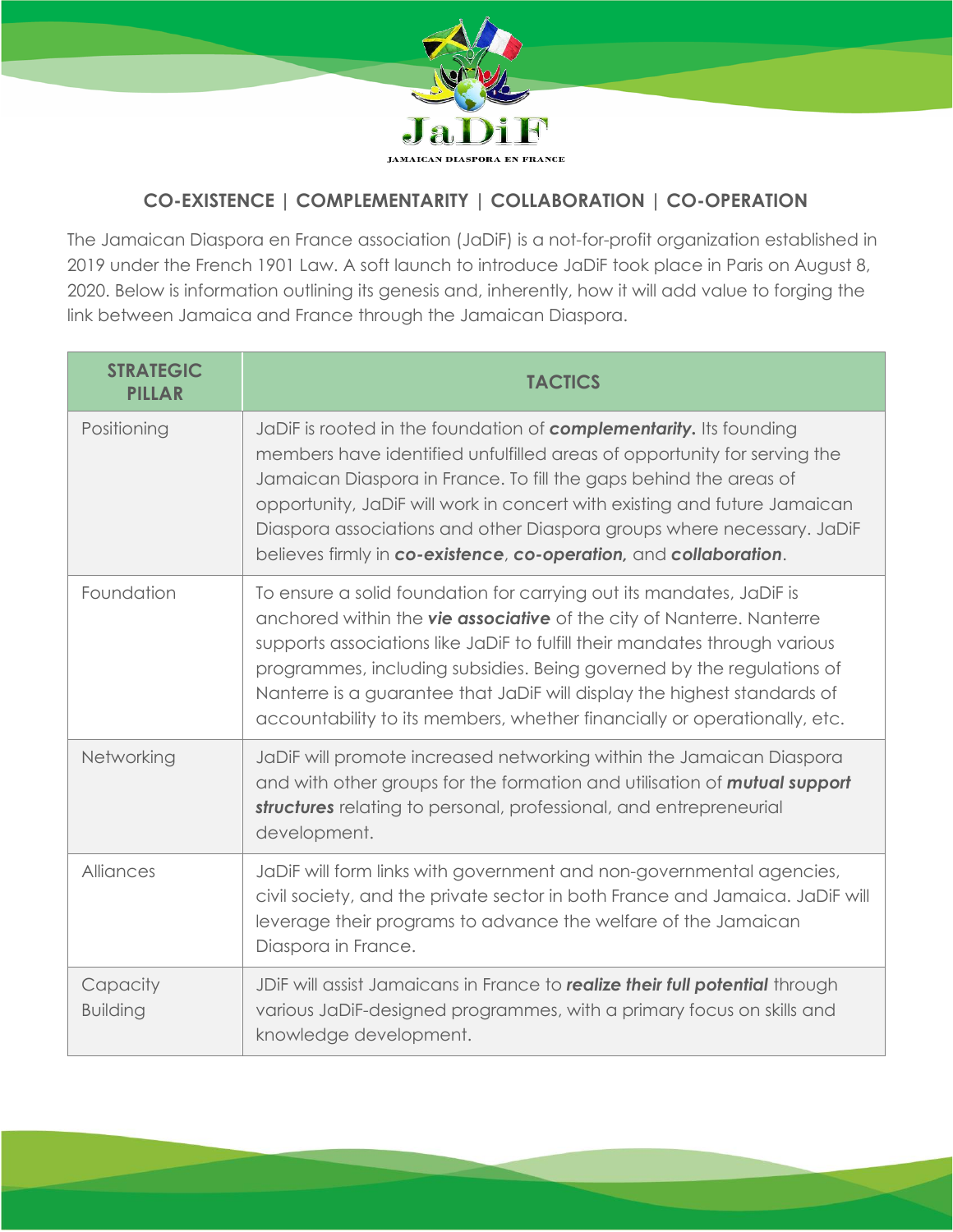JaDiF

JAMAICAN DIASPORA EN FRANCE

## CO-EXISTENCE | COMPLEMENTARITY | COLLABORATION | CO-OPERATION

The Jamaican Diaspora en France association (JaDiF) is a not-for-profit organization established in 2019 under the French 1901 Law. A soft launch to introduce JaDiF took place in Paris on August 8, 2020. Below is information outlining its genesis and, inherently, how it will add value to forging the link between Jamaica and France through the Jamaican Diaspora.

| STRATEGIC PILLAR | TACTICS |
|---|---|
| Positioning | JaDiF is rooted in the foundation of ***complementarity.*** Its founding members have identified unfulfilled areas of opportunity for serving the Jamaican Diaspora in France. To fill the gaps behind the areas of opportunity, JaDiF will work in concert with existing and future Jamaican Diaspora associations and other Diaspora groups where necessary. JaDiF believes firmly in ***co-existence***, ***co-operation,*** and ***collaboration***. |
| Foundation | To ensure a solid foundation for carrying out its mandates, JaDiF is anchored within the ***vie associative*** of the city of Nanterre. Nanterre supports associations like JaDiF to fulfill their mandates through various programmes, including subsidies. Being governed by the regulations of Nanterre is a guarantee that JaDiF will display the highest standards of accountability to its members, whether financially or operationally, etc. |
| Networking | JaDiF will promote increased networking within the Jamaican Diaspora and with other groups for the formation and utilisation of ***mutual support structures*** relating to personal, professional, and entrepreneurial development. |
| Alliances | JaDiF will form links with government and non-governmental agencies, civil society, and the private sector in both France and Jamaica. JaDiF will leverage their programs to advance the welfare of the Jamaican Diaspora in France. |
| Capacity Building | JDiF will assist Jamaicans in France to ***realize their full potential*** through various JaDiF-designed programmes, with a primary focus on skills and knowledge development. |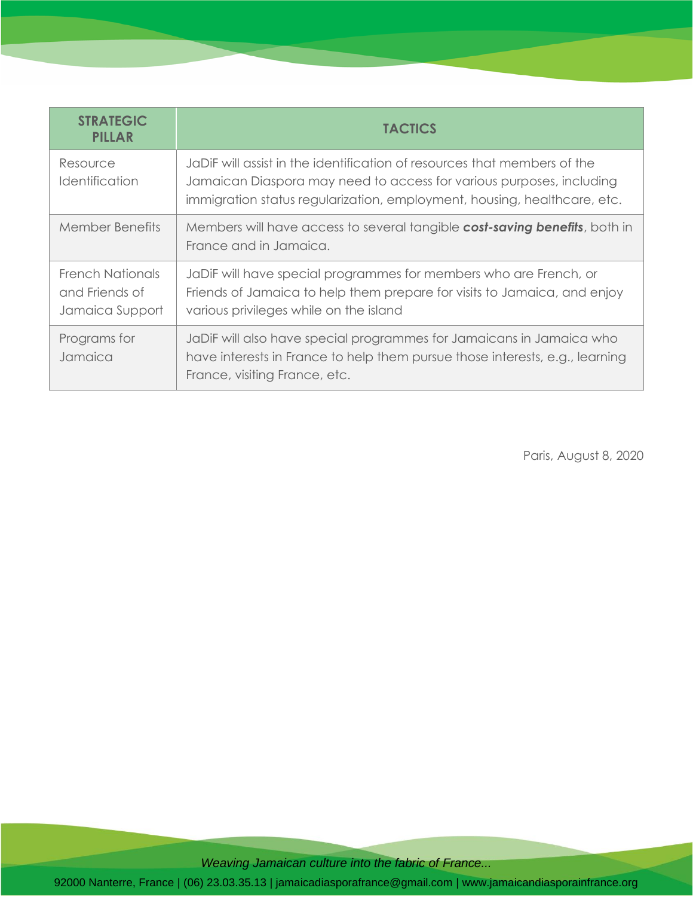| STRATEGIC PILLAR | TACTICS |
|---|---|
| Resource Identification | JaDiF will assist in the identification of resources that members of the Jamaican Diaspora may need to access for various purposes, including immigration status regularization, employment, housing, healthcare, etc. |
| Member Benefits | Members will have access to several tangible ***cost-saving benefits***, both in France and in Jamaica. |
| French Nationals and Friends of Jamaica Support | JaDiF will have special programmes for members who are French, or Friends of Jamaica to help them prepare for visits to Jamaica, and enjoy various privileges while on the island |
| Programs for Jamaica | JaDiF will also have special programmes for Jamaicans in Jamaica who have interests in France to help them pursue those interests, e.g., learning France, visiting France, etc. |

Paris, August 8, 2020